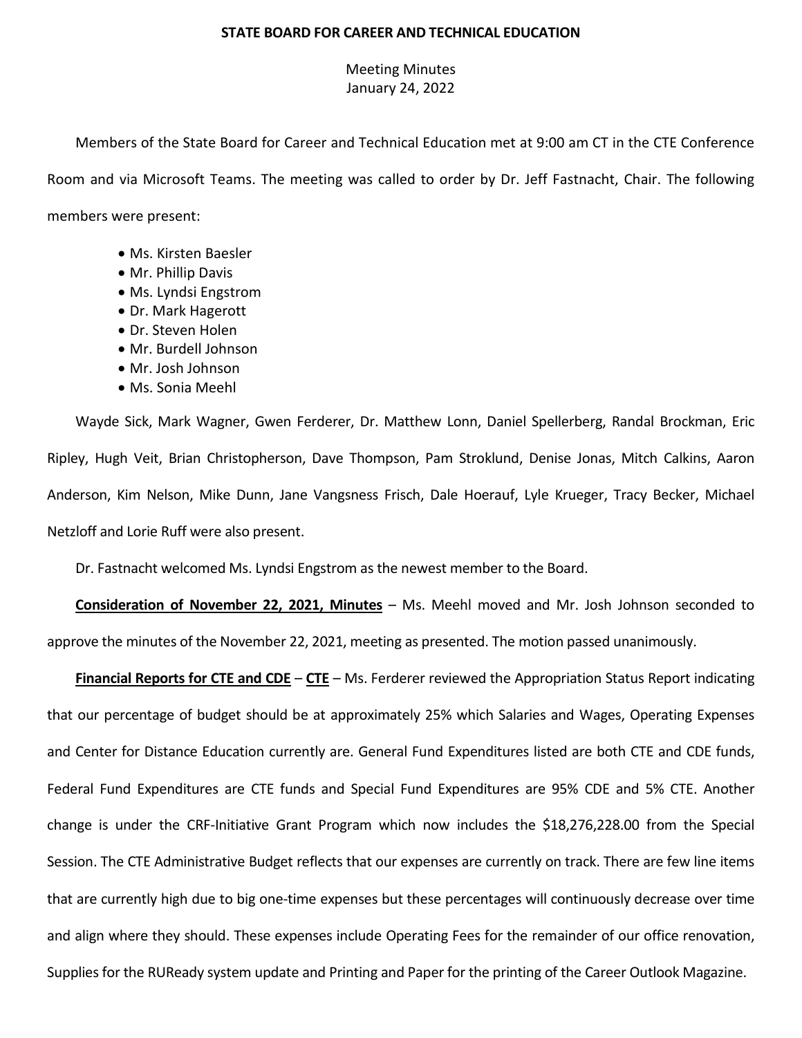**STATE BOARD FOR CAREER AND TECHNICAL EDUCATION**

Meeting Minutes
January 24, 2022

Members of the State Board for Career and Technical Education met at 9:00 am CT in the CTE Conference Room and via Microsoft Teams. The meeting was called to order by Dr. Jeff Fastnacht, Chair. The following members were present:

- Ms. Kirsten Baesler
- Mr. Phillip Davis
- Ms. Lyndsi Engstrom
- Dr. Mark Hagerott
- Dr. Steven Holen
- Mr. Burdell Johnson
- Mr. Josh Johnson
- Ms. Sonia Meehl

Wayde Sick, Mark Wagner, Gwen Ferderer, Dr. Matthew Lonn, Daniel Spellerberg, Randal Brockman, Eric Ripley, Hugh Veit, Brian Christopherson, Dave Thompson, Pam Stroklund, Denise Jonas, Mitch Calkins, Aaron Anderson, Kim Nelson, Mike Dunn, Jane Vangsness Frisch, Dale Hoerauf, Lyle Krueger, Tracy Becker, Michael Netzloff and Lorie Ruff were also present.

Dr. Fastnacht welcomed Ms. Lyndsi Engstrom as the newest member to the Board.

**Consideration of November 22, 2021, Minutes** – Ms. Meehl moved and Mr. Josh Johnson seconded to approve the minutes of the November 22, 2021, meeting as presented. The motion passed unanimously.

**Financial Reports for CTE and CDE** – **CTE** – Ms. Ferderer reviewed the Appropriation Status Report indicating that our percentage of budget should be at approximately 25% which Salaries and Wages, Operating Expenses and Center for Distance Education currently are. General Fund Expenditures listed are both CTE and CDE funds, Federal Fund Expenditures are CTE funds and Special Fund Expenditures are 95% CDE and 5% CTE. Another change is under the CRF-Initiative Grant Program which now includes the $18,276,228.00 from the Special Session. The CTE Administrative Budget reflects that our expenses are currently on track. There are few line items that are currently high due to big one-time expenses but these percentages will continuously decrease over time and align where they should. These expenses include Operating Fees for the remainder of our office renovation, Supplies for the RUReady system update and Printing and Paper for the printing of the Career Outlook Magazine.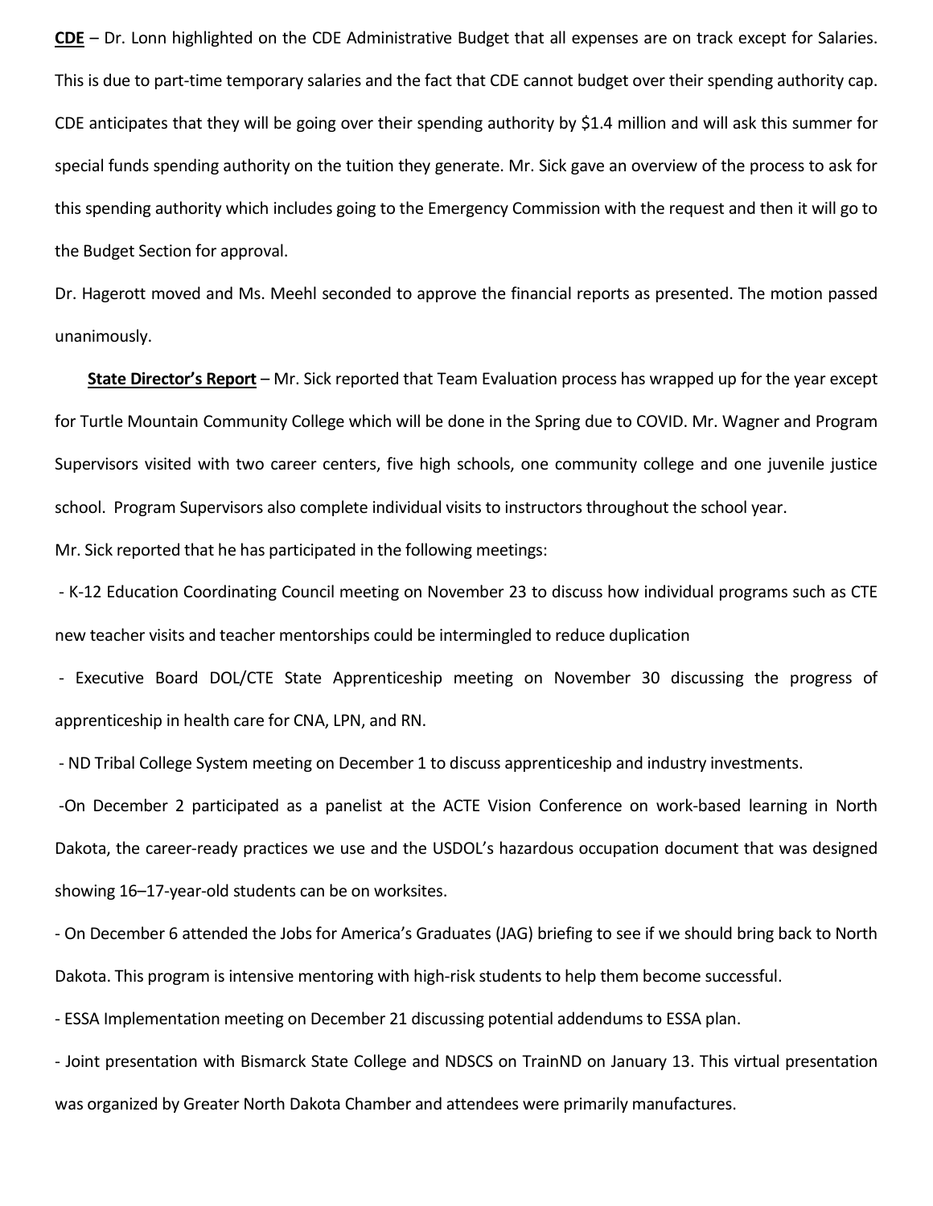**CDE** – Dr. Lonn highlighted on the CDE Administrative Budget that all expenses are on track except for Salaries. This is due to part-time temporary salaries and the fact that CDE cannot budget over their spending authority cap. CDE anticipates that they will be going over their spending authority by $1.4 million and will ask this summer for special funds spending authority on the tuition they generate. Mr. Sick gave an overview of the process to ask for this spending authority which includes going to the Emergency Commission with the request and then it will go to the Budget Section for approval.

Dr. Hagerott moved and Ms. Meehl seconded to approve the financial reports as presented. The motion passed unanimously.

**State Director's Report** – Mr. Sick reported that Team Evaluation process has wrapped up for the year except for Turtle Mountain Community College which will be done in the Spring due to COVID. Mr. Wagner and Program Supervisors visited with two career centers, five high schools, one community college and one juvenile justice school. Program Supervisors also complete individual visits to instructors throughout the school year.

Mr. Sick reported that he has participated in the following meetings:

- K-12 Education Coordinating Council meeting on November 23 to discuss how individual programs such as CTE new teacher visits and teacher mentorships could be intermingled to reduce duplication
- Executive Board DOL/CTE State Apprenticeship meeting on November 30 discussing the progress of apprenticeship in health care for CNA, LPN, and RN.
- ND Tribal College System meeting on December 1 to discuss apprenticeship and industry investments.
- On December 2 participated as a panelist at the ACTE Vision Conference on work-based learning in North Dakota, the career-ready practices we use and the USDOL's hazardous occupation document that was designed showing 16–17-year-old students can be on worksites.
- On December 6 attended the Jobs for America's Graduates (JAG) briefing to see if we should bring back to North Dakota. This program is intensive mentoring with high-risk students to help them become successful.
- ESSA Implementation meeting on December 21 discussing potential addendums to ESSA plan.
- Joint presentation with Bismarck State College and NDSCS on TrainND on January 13. This virtual presentation was organized by Greater North Dakota Chamber and attendees were primarily manufactures.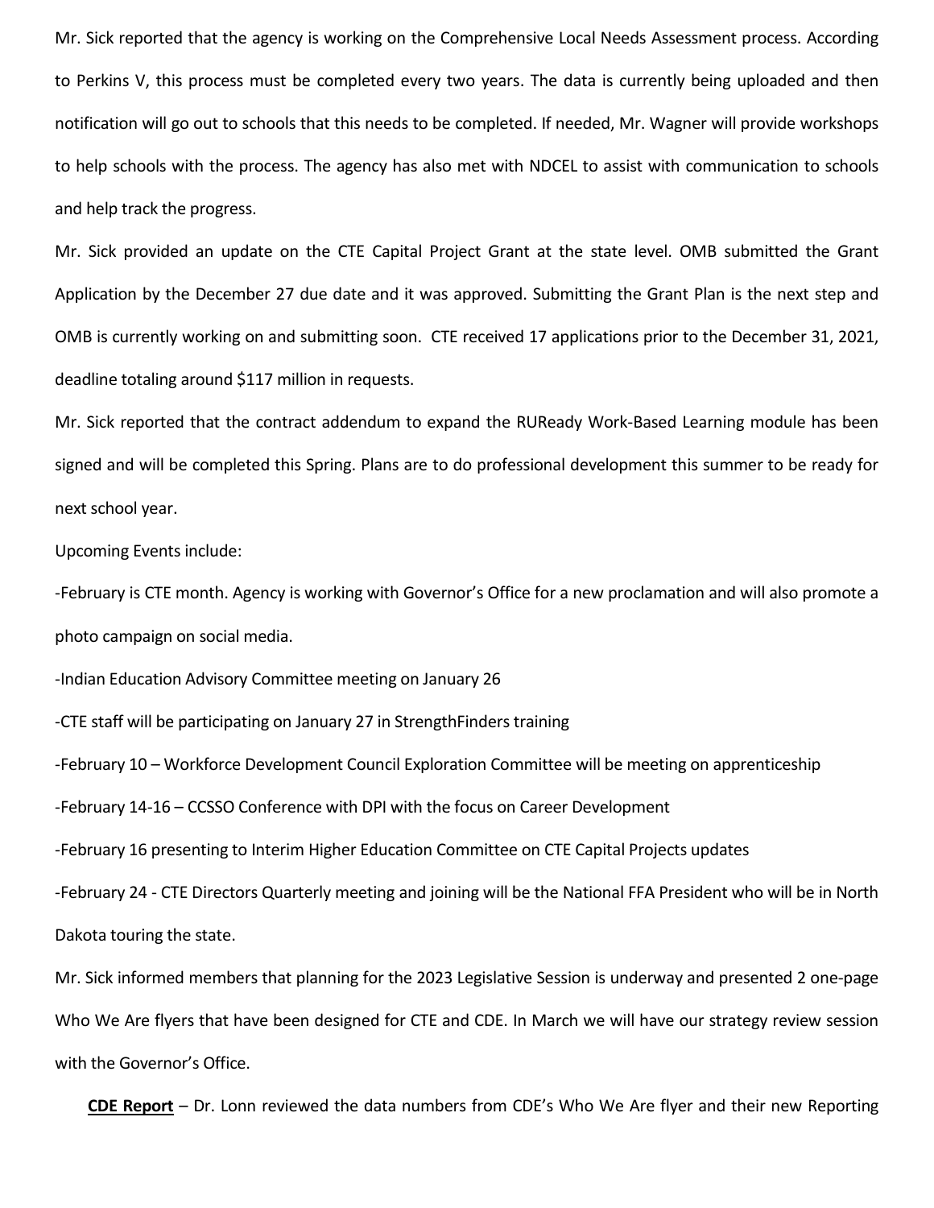Mr. Sick reported that the agency is working on the Comprehensive Local Needs Assessment process. According to Perkins V, this process must be completed every two years. The data is currently being uploaded and then notification will go out to schools that this needs to be completed. If needed, Mr. Wagner will provide workshops to help schools with the process. The agency has also met with NDCEL to assist with communication to schools and help track the progress.

Mr. Sick provided an update on the CTE Capital Project Grant at the state level. OMB submitted the Grant Application by the December 27 due date and it was approved. Submitting the Grant Plan is the next step and OMB is currently working on and submitting soon. CTE received 17 applications prior to the December 31, 2021, deadline totaling around $117 million in requests.

Mr. Sick reported that the contract addendum to expand the RUReady Work-Based Learning module has been signed and will be completed this Spring. Plans are to do professional development this summer to be ready for next school year.

Upcoming Events include:

-February is CTE month. Agency is working with Governor's Office for a new proclamation and will also promote a photo campaign on social media.

-Indian Education Advisory Committee meeting on January 26

-CTE staff will be participating on January 27 in StrengthFinders training

-February 10 – Workforce Development Council Exploration Committee will be meeting on apprenticeship

-February 14-16 – CCSSO Conference with DPI with the focus on Career Development

-February 16 presenting to Interim Higher Education Committee on CTE Capital Projects updates

-February 24 - CTE Directors Quarterly meeting and joining will be the National FFA President who will be in North Dakota touring the state.

Mr. Sick informed members that planning for the 2023 Legislative Session is underway and presented 2 one-page Who We Are flyers that have been designed for CTE and CDE. In March we will have our strategy review session with the Governor's Office.

**CDE Report** – Dr. Lonn reviewed the data numbers from CDE's Who We Are flyer and their new Reporting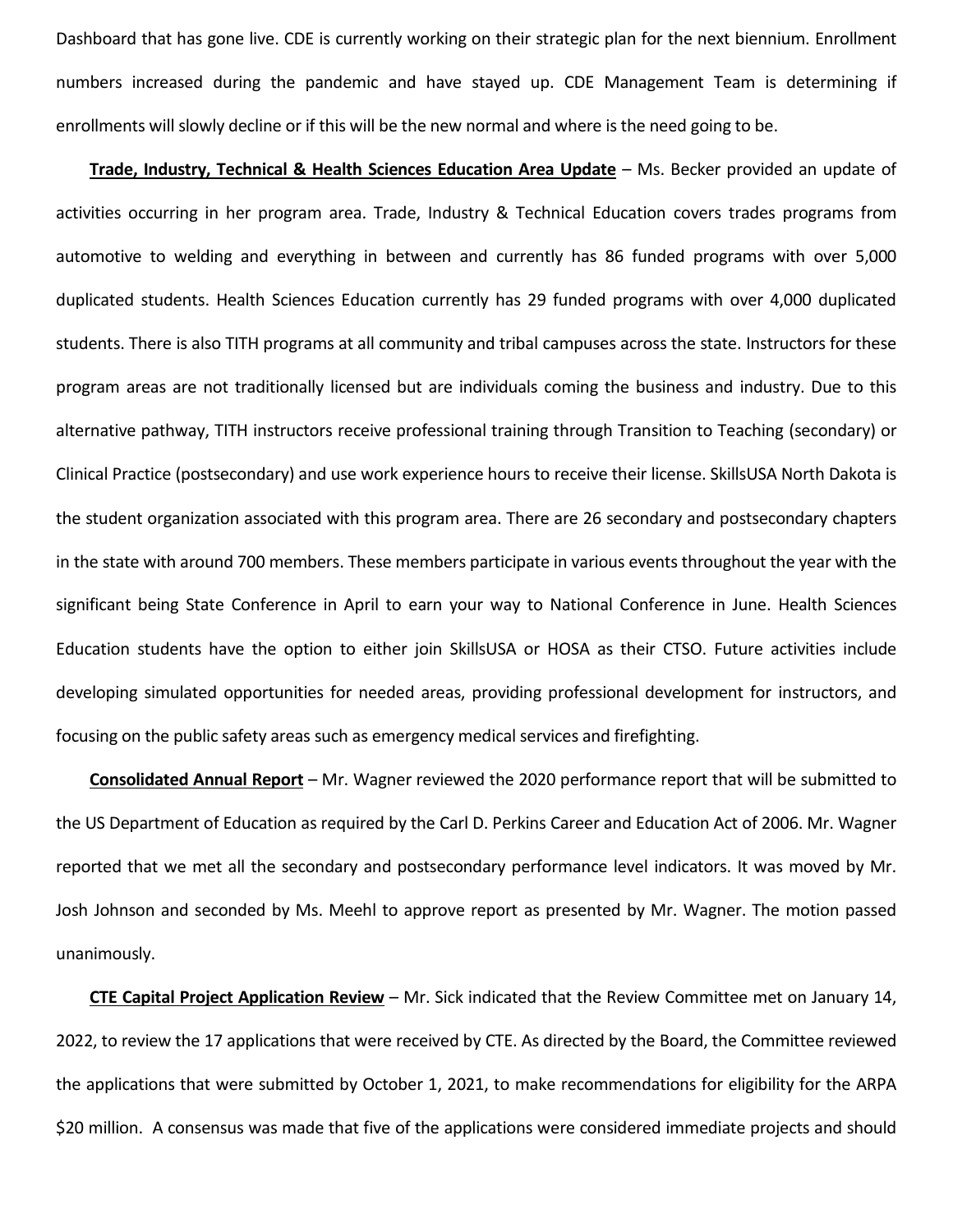Dashboard that has gone live. CDE is currently working on their strategic plan for the next biennium. Enrollment numbers increased during the pandemic and have stayed up. CDE Management Team is determining if enrollments will slowly decline or if this will be the new normal and where is the need going to be.

**Trade, Industry, Technical & Health Sciences Education Area Update** – Ms. Becker provided an update of activities occurring in her program area. Trade, Industry & Technical Education covers trades programs from automotive to welding and everything in between and currently has 86 funded programs with over 5,000 duplicated students. Health Sciences Education currently has 29 funded programs with over 4,000 duplicated students. There is also TITH programs at all community and tribal campuses across the state. Instructors for these program areas are not traditionally licensed but are individuals coming the business and industry. Due to this alternative pathway, TITH instructors receive professional training through Transition to Teaching (secondary) or Clinical Practice (postsecondary) and use work experience hours to receive their license. SkillsUSA North Dakota is the student organization associated with this program area. There are 26 secondary and postsecondary chapters in the state with around 700 members. These members participate in various events throughout the year with the significant being State Conference in April to earn your way to National Conference in June. Health Sciences Education students have the option to either join SkillsUSA or HOSA as their CTSO. Future activities include developing simulated opportunities for needed areas, providing professional development for instructors, and focusing on the public safety areas such as emergency medical services and firefighting.

**Consolidated Annual Report** – Mr. Wagner reviewed the 2020 performance report that will be submitted to the US Department of Education as required by the Carl D. Perkins Career and Education Act of 2006. Mr. Wagner reported that we met all the secondary and postsecondary performance level indicators. It was moved by Mr. Josh Johnson and seconded by Ms. Meehl to approve report as presented by Mr. Wagner. The motion passed unanimously.

**CTE Capital Project Application Review** – Mr. Sick indicated that the Review Committee met on January 14, 2022, to review the 17 applications that were received by CTE. As directed by the Board, the Committee reviewed the applications that were submitted by October 1, 2021, to make recommendations for eligibility for the ARPA \$20 million. A consensus was made that five of the applications were considered immediate projects and should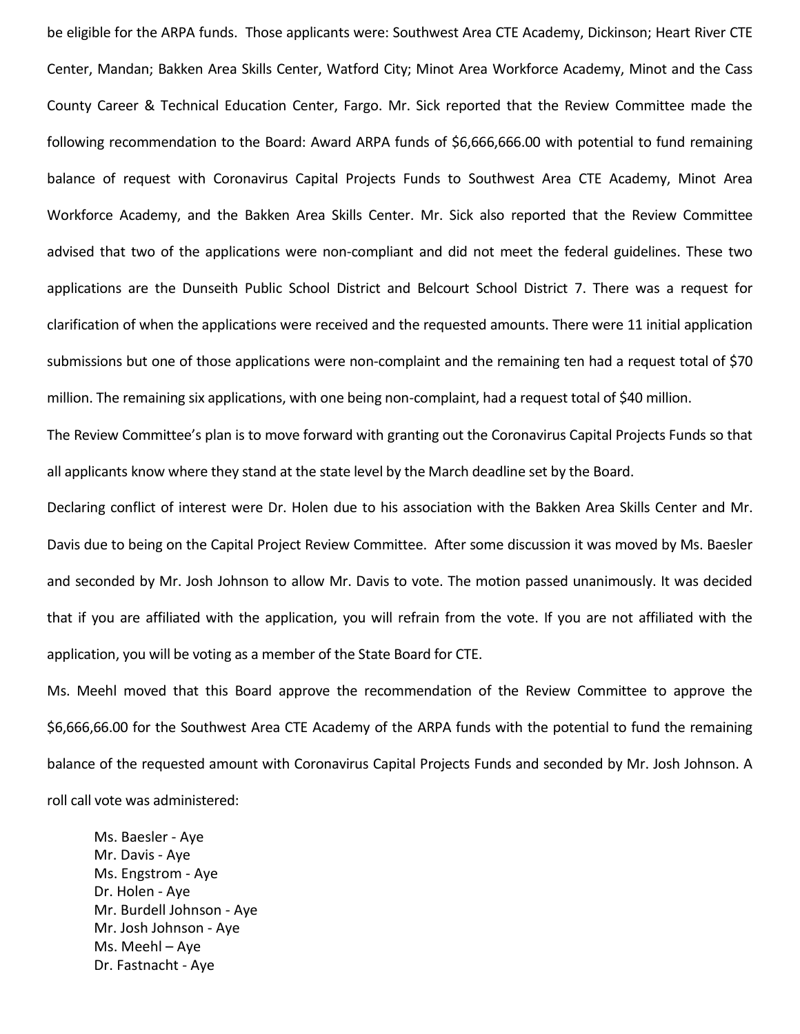be eligible for the ARPA funds. Those applicants were: Southwest Area CTE Academy, Dickinson; Heart River CTE Center, Mandan; Bakken Area Skills Center, Watford City; Minot Area Workforce Academy, Minot and the Cass County Career & Technical Education Center, Fargo. Mr. Sick reported that the Review Committee made the following recommendation to the Board: Award ARPA funds of $6,666,666.00 with potential to fund remaining balance of request with Coronavirus Capital Projects Funds to Southwest Area CTE Academy, Minot Area Workforce Academy, and the Bakken Area Skills Center. Mr. Sick also reported that the Review Committee advised that two of the applications were non-compliant and did not meet the federal guidelines. These two applications are the Dunseith Public School District and Belcourt School District 7. There was a request for clarification of when the applications were received and the requested amounts. There were 11 initial application submissions but one of those applications were non-complaint and the remaining ten had a request total of $70 million. The remaining six applications, with one being non-complaint, had a request total of $40 million.

The Review Committee's plan is to move forward with granting out the Coronavirus Capital Projects Funds so that all applicants know where they stand at the state level by the March deadline set by the Board.

Declaring conflict of interest were Dr. Holen due to his association with the Bakken Area Skills Center and Mr. Davis due to being on the Capital Project Review Committee. After some discussion it was moved by Ms. Baesler and seconded by Mr. Josh Johnson to allow Mr. Davis to vote. The motion passed unanimously. It was decided that if you are affiliated with the application, you will refrain from the vote. If you are not affiliated with the application, you will be voting as a member of the State Board for CTE.

Ms. Meehl moved that this Board approve the recommendation of the Review Committee to approve the $6,666,66.00 for the Southwest Area CTE Academy of the ARPA funds with the potential to fund the remaining balance of the requested amount with Coronavirus Capital Projects Funds and seconded by Mr. Josh Johnson. A roll call vote was administered:

Ms. Baesler - Aye
Mr. Davis - Aye
Ms. Engstrom - Aye
Dr. Holen - Aye
Mr. Burdell Johnson - Aye
Mr. Josh Johnson - Aye
Ms. Meehl – Aye
Dr. Fastnacht - Aye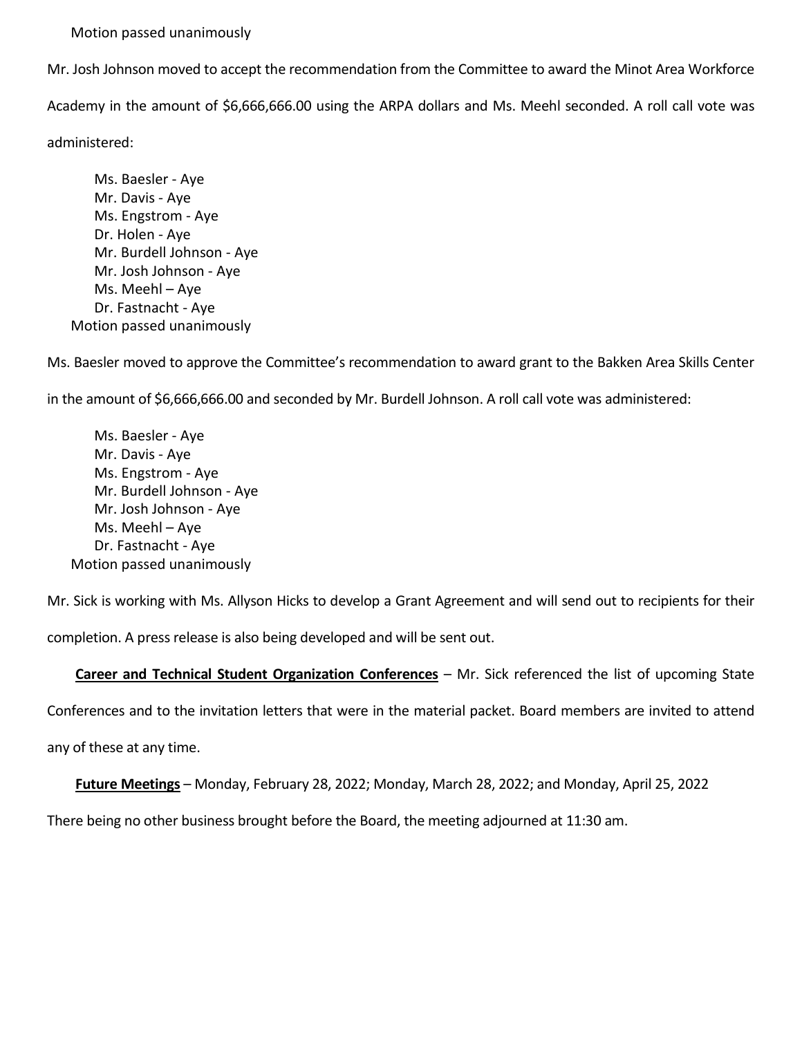Motion passed unanimously

Mr. Josh Johnson moved to accept the recommendation from the Committee to award the Minot Area Workforce Academy in the amount of $6,666,666.00 using the ARPA dollars and Ms. Meehl seconded. A roll call vote was administered:

Ms. Baesler - Aye
Mr. Davis - Aye
Ms. Engstrom - Aye
Dr. Holen - Aye
Mr. Burdell Johnson - Aye
Mr. Josh Johnson - Aye
Ms. Meehl – Aye
Dr. Fastnacht - Aye

Motion passed unanimously

Ms. Baesler moved to approve the Committee's recommendation to award grant to the Bakken Area Skills Center in the amount of $6,666,666.00 and seconded by Mr. Burdell Johnson. A roll call vote was administered:

Ms. Baesler - Aye
Mr. Davis - Aye
Ms. Engstrom - Aye
Mr. Burdell Johnson - Aye
Mr. Josh Johnson - Aye
Ms. Meehl – Aye
Dr. Fastnacht - Aye

Motion passed unanimously

Mr. Sick is working with Ms. Allyson Hicks to develop a Grant Agreement and will send out to recipients for their completion. A press release is also being developed and will be sent out.

**Career and Technical Student Organization Conferences** – Mr. Sick referenced the list of upcoming State Conferences and to the invitation letters that were in the material packet. Board members are invited to attend any of these at any time.

**Future Meetings** – Monday, February 28, 2022; Monday, March 28, 2022; and Monday, April 25, 2022

There being no other business brought before the Board, the meeting adjourned at 11:30 am.